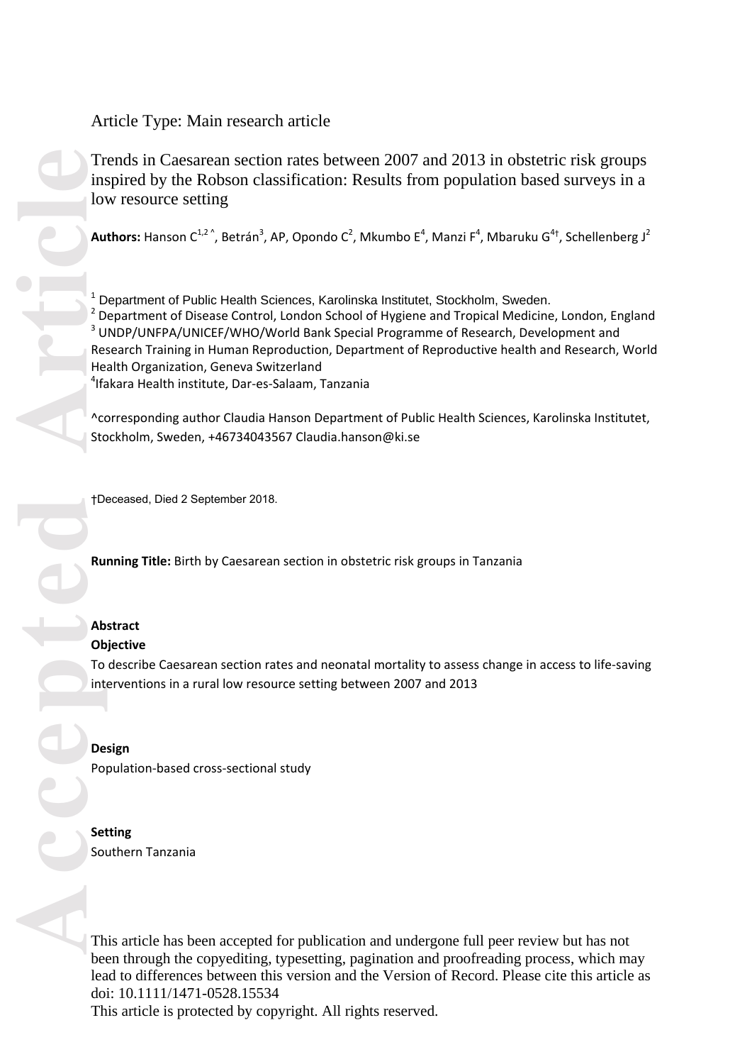Article Type: Main research article

# Trends in Caesarean section rates between 2007 and 2013 in obstetric risk groups inspired by the Robson classification: Results from population based surveys in a low resource setting

**Authors:** Hanson C[1,2 ^], Betrán[3], AP, Opondo C[2], Mkumbo E[4], Manzi F[4], Mbaruku G[4†], Schellenberg J[2]

[1] Department of Public Health Sciences, Karolinska Institutet, Stockholm, Sweden.
[2] Department of Disease Control, London School of Hygiene and Tropical Medicine, London, England
[3] UNDP/UNFPA/UNICEF/WHO/World Bank Special Programme of Research, Development and Research Training in Human Reproduction, Department of Reproductive health and Research, World Health Organization, Geneva Switzerland
[4]Ifakara Health institute, Dar-es-Salaam, Tanzania

^corresponding author Claudia Hanson Department of Public Health Sciences, Karolinska Institutet, Stockholm, Sweden, +46734043567 Claudia.hanson@ki.se

†Deceased, Died 2 September 2018.

**Running Title:** Birth by Caesarean section in obstetric risk groups in Tanzania

## Abstract

### Objective

To describe Caesarean section rates and neonatal mortality to assess change in access to life-saving interventions in a rural low resource setting between 2007 and 2013

### Design

Population-based cross-sectional study

### Setting

Southern Tanzania

This article has been accepted for publication and undergone full peer review but has not been through the copyediting, typesetting, pagination and proofreading process, which may lead to differences between this version and the Version of Record. Please cite this article as doi: 10.1111/1471-0528.15534

This article is protected by copyright. All rights reserved.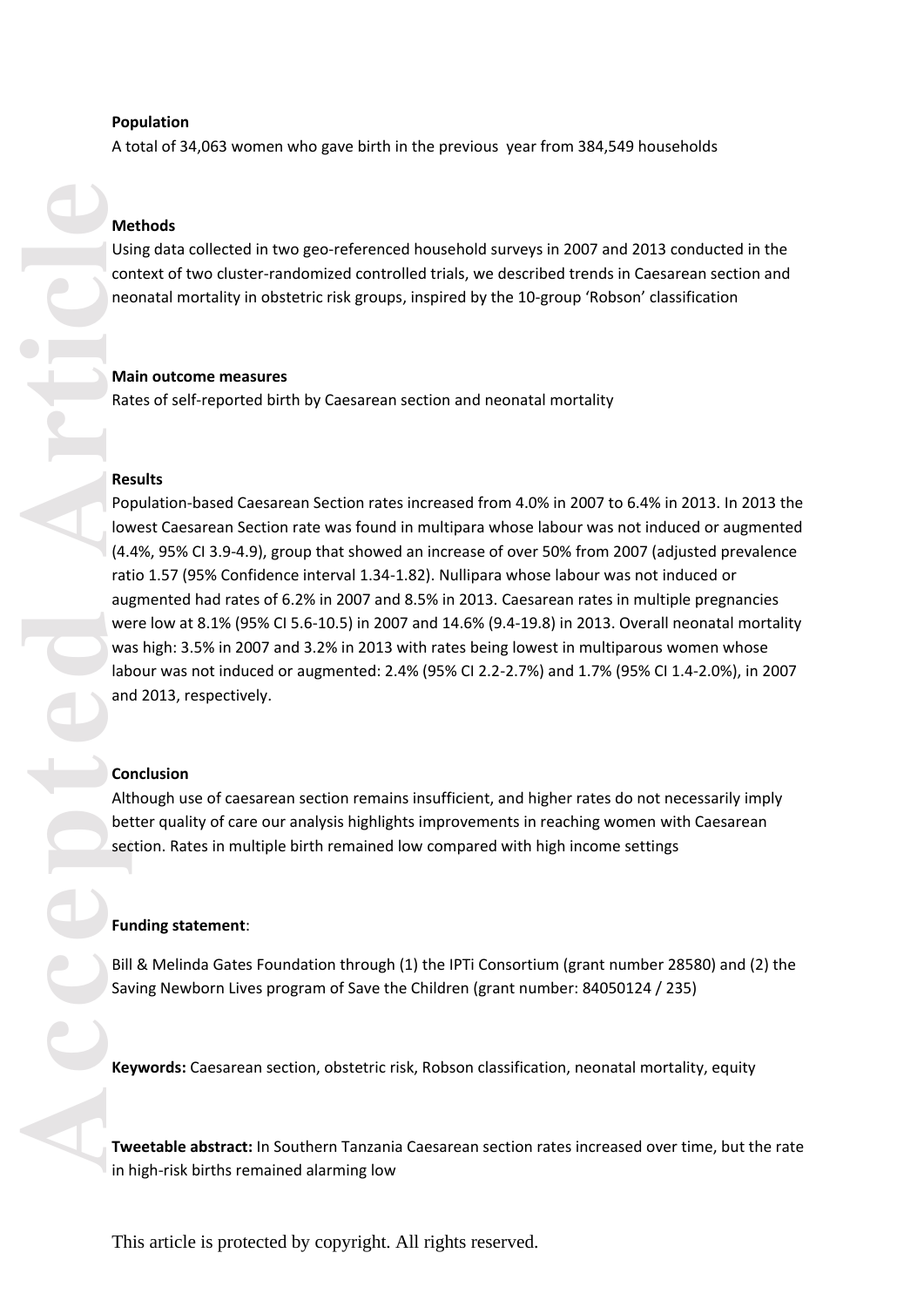**Population**

A total of 34,063 women who gave birth in the previous year from 384,549 households

**Methods**

Using data collected in two geo-referenced household surveys in 2007 and 2013 conducted in the context of two cluster-randomized controlled trials, we described trends in Caesarean section and neonatal mortality in obstetric risk groups, inspired by the 10-group 'Robson' classification

**Main outcome measures**

Rates of self-reported birth by Caesarean section and neonatal mortality

**Results**

Population-based Caesarean Section rates increased from 4.0% in 2007 to 6.4% in 2013. In 2013 the lowest Caesarean Section rate was found in multipara whose labour was not induced or augmented (4.4%, 95% CI 3.9-4.9), group that showed an increase of over 50% from 2007 (adjusted prevalence ratio 1.57 (95% Confidence interval 1.34-1.82). Nullipara whose labour was not induced or augmented had rates of 6.2% in 2007 and 8.5% in 2013. Caesarean rates in multiple pregnancies were low at 8.1% (95% CI 5.6-10.5) in 2007 and 14.6% (9.4-19.8) in 2013. Overall neonatal mortality was high: 3.5% in 2007 and 3.2% in 2013 with rates being lowest in multiparous women whose labour was not induced or augmented: 2.4% (95% CI 2.2-2.7%) and 1.7% (95% CI 1.4-2.0%), in 2007 and 2013, respectively.

**Conclusion**

Although use of caesarean section remains insufficient, and higher rates do not necessarily imply better quality of care our analysis highlights improvements in reaching women with Caesarean section. Rates in multiple birth remained low compared with high income settings

**Funding statement**:

Bill & Melinda Gates Foundation through (1) the IPTi Consortium (grant number 28580) and (2) the Saving Newborn Lives program of Save the Children (grant number: 84050124 / 235)

**Keywords:** Caesarean section, obstetric risk, Robson classification, neonatal mortality, equity

**Tweetable abstract:** In Southern Tanzania Caesarean section rates increased over time, but the rate in high-risk births remained alarming low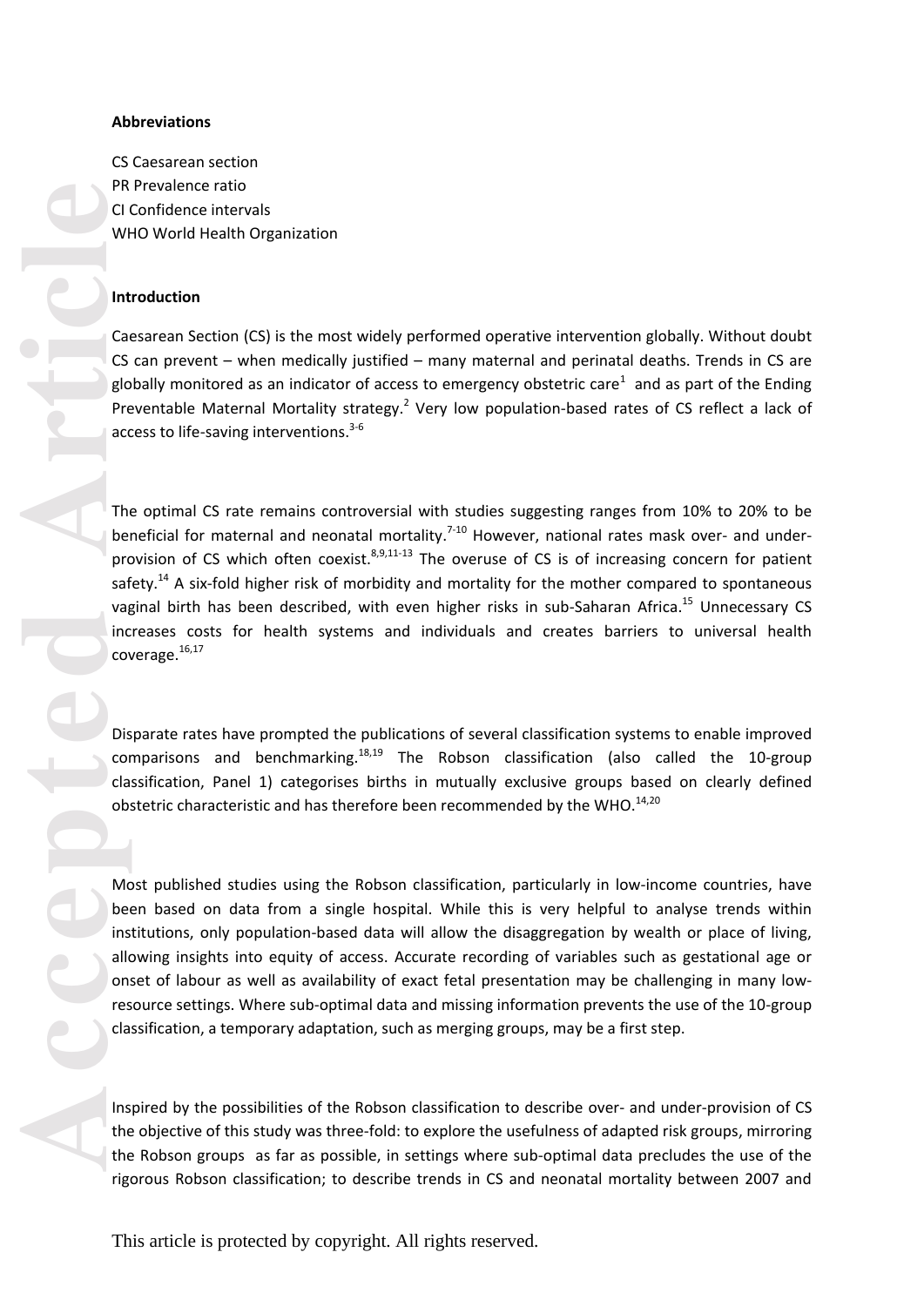**Abbreviations**

CS Caesarean section
PR Prevalence ratio
CI Confidence intervals
WHO World Health Organization

**Introduction**

Caesarean Section (CS) is the most widely performed operative intervention globally. Without doubt CS can prevent – when medically justified – many maternal and perinatal deaths. Trends in CS are globally monitored as an indicator of access to emergency obstetric care[1] and as part of the Ending Preventable Maternal Mortality strategy.[2] Very low population-based rates of CS reflect a lack of access to life-saving interventions.[3-6]

The optimal CS rate remains controversial with studies suggesting ranges from 10% to 20% to be beneficial for maternal and neonatal mortality.[7-10] However, national rates mask over- and under-provision of CS which often coexist.[8,9,11-13] The overuse of CS is of increasing concern for patient safety.[14] A six-fold higher risk of morbidity and mortality for the mother compared to spontaneous vaginal birth has been described, with even higher risks in sub-Saharan Africa.[15] Unnecessary CS increases costs for health systems and individuals and creates barriers to universal health coverage.[16,17]

Disparate rates have prompted the publications of several classification systems to enable improved comparisons and benchmarking.[18,19] The Robson classification (also called the 10-group classification, Panel 1) categorises births in mutually exclusive groups based on clearly defined obstetric characteristic and has therefore been recommended by the WHO.[14,20]

Most published studies using the Robson classification, particularly in low-income countries, have been based on data from a single hospital. While this is very helpful to analyse trends within institutions, only population-based data will allow the disaggregation by wealth or place of living, allowing insights into equity of access. Accurate recording of variables such as gestational age or onset of labour as well as availability of exact fetal presentation may be challenging in many low-resource settings. Where sub-optimal data and missing information prevents the use of the 10-group classification, a temporary adaptation, such as merging groups, may be a first step.

Inspired by the possibilities of the Robson classification to describe over- and under-provision of CS the objective of this study was three-fold: to explore the usefulness of adapted risk groups, mirroring the Robson groups as far as possible, in settings where sub-optimal data precludes the use of the rigorous Robson classification; to describe trends in CS and neonatal mortality between 2007 and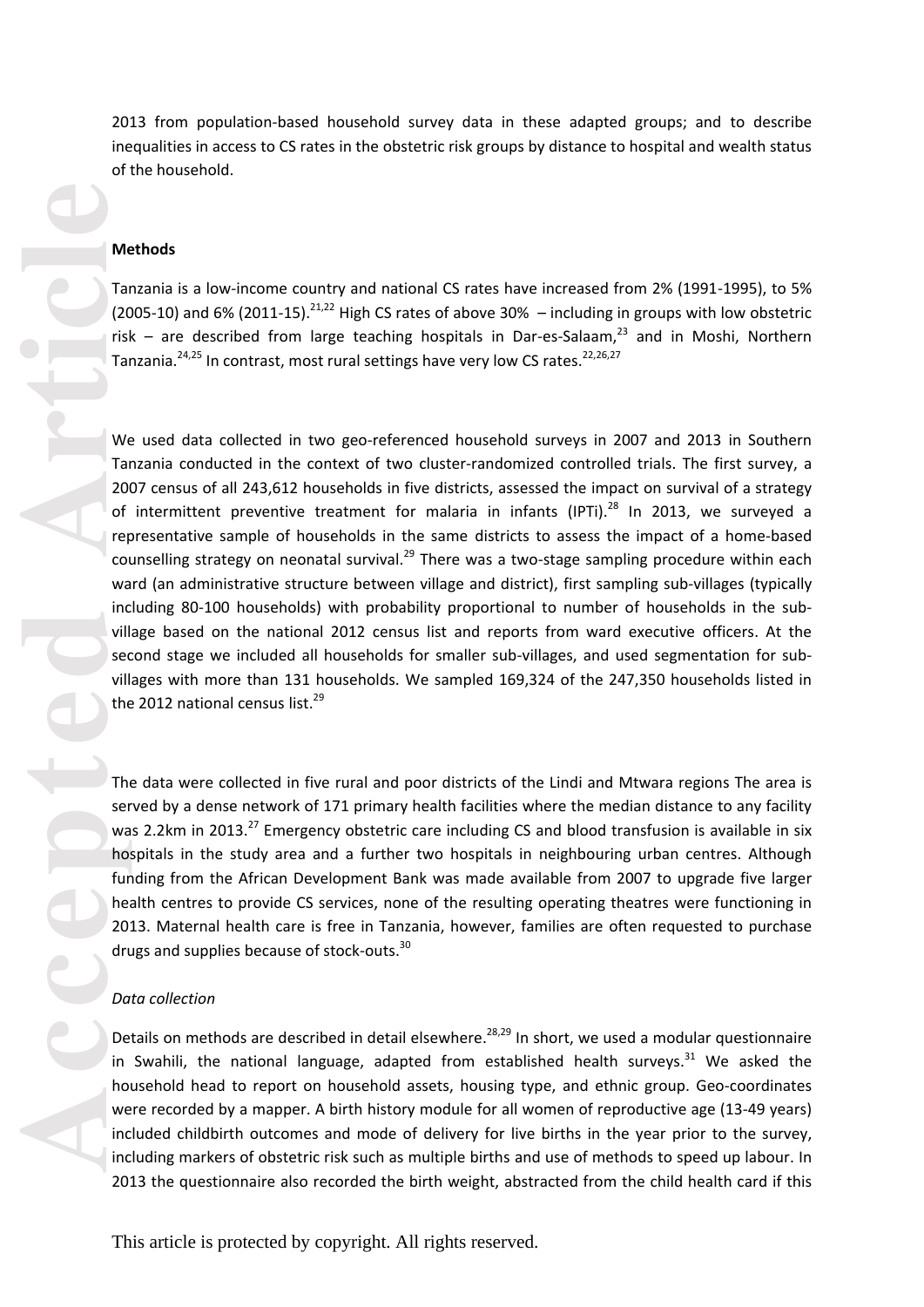2013 from population-based household survey data in these adapted groups; and to describe inequalities in access to CS rates in the obstetric risk groups by distance to hospital and wealth status of the household.

## Methods

Tanzania is a low-income country and national CS rates have increased from 2% (1991-1995), to 5% (2005-10) and 6% (2011-15).[21,22] High CS rates of above 30% – including in groups with low obstetric risk – are described from large teaching hospitals in Dar-es-Salaam,[23] and in Moshi, Northern Tanzania.[24,25] In contrast, most rural settings have very low CS rates.[22,26,27]

We used data collected in two geo-referenced household surveys in 2007 and 2013 in Southern Tanzania conducted in the context of two cluster-randomized controlled trials. The first survey, a 2007 census of all 243,612 households in five districts, assessed the impact on survival of a strategy of intermittent preventive treatment for malaria in infants (IPTi).[28] In 2013, we surveyed a representative sample of households in the same districts to assess the impact of a home-based counselling strategy on neonatal survival.[29] There was a two-stage sampling procedure within each ward (an administrative structure between village and district), first sampling sub-villages (typically including 80-100 households) with probability proportional to number of households in the sub-village based on the national 2012 census list and reports from ward executive officers. At the second stage we included all households for smaller sub-villages, and used segmentation for sub-villages with more than 131 households. We sampled 169,324 of the 247,350 households listed in the 2012 national census list.[29]

The data were collected in five rural and poor districts of the Lindi and Mtwara regions The area is served by a dense network of 171 primary health facilities where the median distance to any facility was 2.2km in 2013.[27] Emergency obstetric care including CS and blood transfusion is available in six hospitals in the study area and a further two hospitals in neighbouring urban centres. Although funding from the African Development Bank was made available from 2007 to upgrade five larger health centres to provide CS services, none of the resulting operating theatres were functioning in 2013. Maternal health care is free in Tanzania, however, families are often requested to purchase drugs and supplies because of stock-outs.[30]

### *Data collection*

Details on methods are described in detail elsewhere.[28,29] In short, we used a modular questionnaire in Swahili, the national language, adapted from established health surveys.[31] We asked the household head to report on household assets, housing type, and ethnic group. Geo-coordinates were recorded by a mapper. A birth history module for all women of reproductive age (13-49 years) included childbirth outcomes and mode of delivery for live births in the year prior to the survey, including markers of obstetric risk such as multiple births and use of methods to speed up labour. In 2013 the questionnaire also recorded the birth weight, abstracted from the child health card if this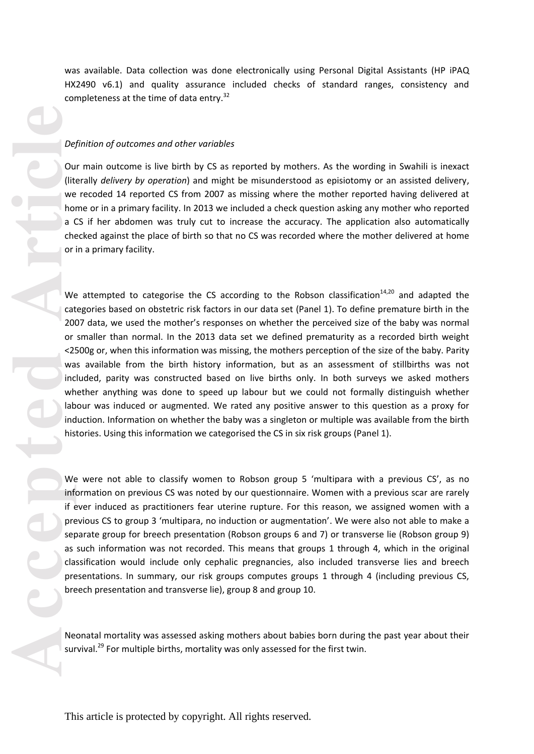was available. Data collection was done electronically using Personal Digital Assistants (HP iPAQ HX2490 v6.1) and quality assurance included checks of standard ranges, consistency and completeness at the time of data entry.[32]

*Definition of outcomes and other variables*

Our main outcome is live birth by CS as reported by mothers. As the wording in Swahili is inexact (literally *delivery by operation*) and might be misunderstood as episiotomy or an assisted delivery, we recoded 14 reported CS from 2007 as missing where the mother reported having delivered at home or in a primary facility. In 2013 we included a check question asking any mother who reported a CS if her abdomen was truly cut to increase the accuracy. The application also automatically checked against the place of birth so that no CS was recorded where the mother delivered at home or in a primary facility.

We attempted to categorise the CS according to the Robson classification[14,20] and adapted the categories based on obstetric risk factors in our data set (Panel 1). To define premature birth in the 2007 data, we used the mother's responses on whether the perceived size of the baby was normal or smaller than normal. In the 2013 data set we defined prematurity as a recorded birth weight <2500g or, when this information was missing, the mothers perception of the size of the baby. Parity was available from the birth history information, but as an assessment of stillbirths was not included, parity was constructed based on live births only. In both surveys we asked mothers whether anything was done to speed up labour but we could not formally distinguish whether labour was induced or augmented. We rated any positive answer to this question as a proxy for induction. Information on whether the baby was a singleton or multiple was available from the birth histories. Using this information we categorised the CS in six risk groups (Panel 1).

We were not able to classify women to Robson group 5 'multipara with a previous CS', as no information on previous CS was noted by our questionnaire. Women with a previous scar are rarely if ever induced as practitioners fear uterine rupture. For this reason, we assigned women with a previous CS to group 3 'multipara, no induction or augmentation'. We were also not able to make a separate group for breech presentation (Robson groups 6 and 7) or transverse lie (Robson group 9) as such information was not recorded. This means that groups 1 through 4, which in the original classification would include only cephalic pregnancies, also included transverse lies and breech presentations. In summary, our risk groups computes groups 1 through 4 (including previous CS, breech presentation and transverse lie), group 8 and group 10.

Neonatal mortality was assessed asking mothers about babies born during the past year about their survival.[29] For multiple births, mortality was only assessed for the first twin.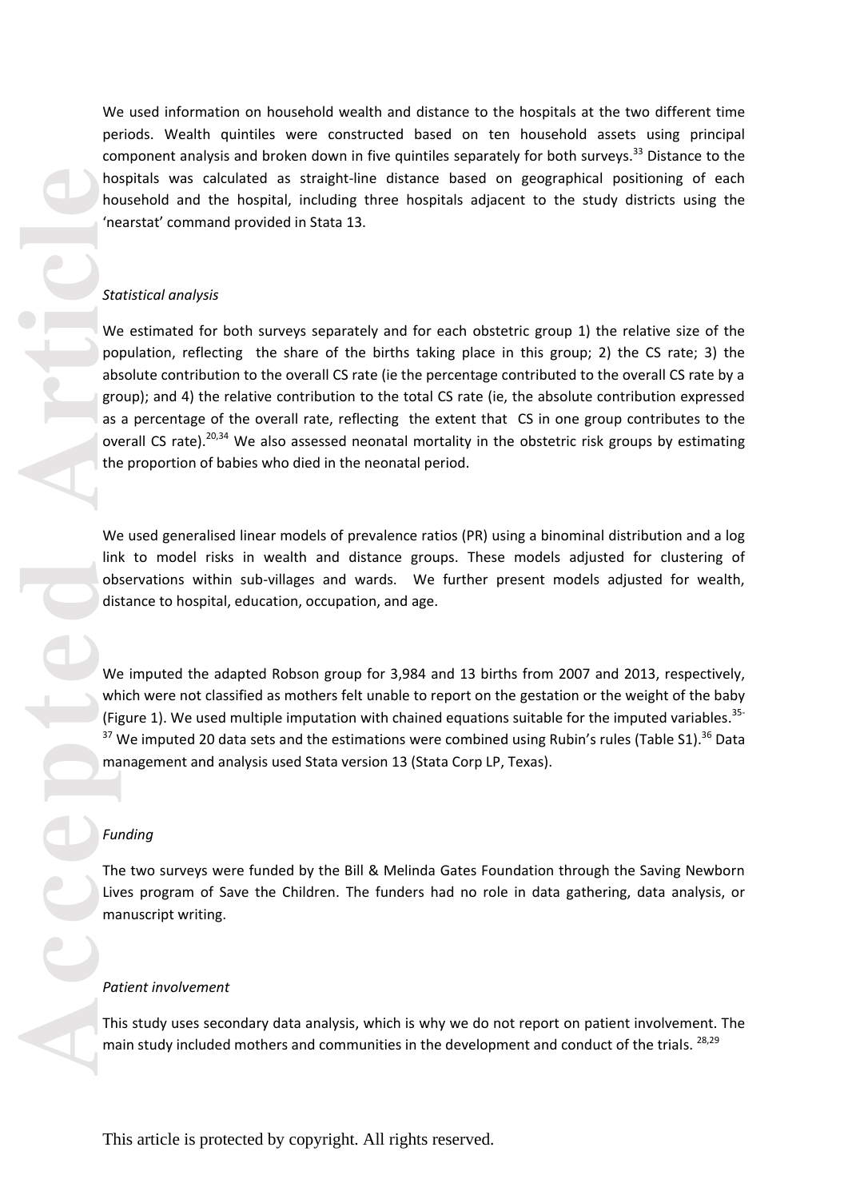We used information on household wealth and distance to the hospitals at the two different time periods. Wealth quintiles were constructed based on ten household assets using principal component analysis and broken down in five quintiles separately for both surveys.[33] Distance to the hospitals was calculated as straight-line distance based on geographical positioning of each household and the hospital, including three hospitals adjacent to the study districts using the 'nearstat' command provided in Stata 13.

*Statistical analysis*

We estimated for both surveys separately and for each obstetric group 1) the relative size of the population, reflecting the share of the births taking place in this group; 2) the CS rate; 3) the absolute contribution to the overall CS rate (ie the percentage contributed to the overall CS rate by a group); and 4) the relative contribution to the total CS rate (ie, the absolute contribution expressed as a percentage of the overall rate, reflecting the extent that CS in one group contributes to the overall CS rate).[20,34] We also assessed neonatal mortality in the obstetric risk groups by estimating the proportion of babies who died in the neonatal period.

We used generalised linear models of prevalence ratios (PR) using a binominal distribution and a log link to model risks in wealth and distance groups. These models adjusted for clustering of observations within sub-villages and wards. We further present models adjusted for wealth, distance to hospital, education, occupation, and age.

We imputed the adapted Robson group for 3,984 and 13 births from 2007 and 2013, respectively, which were not classified as mothers felt unable to report on the gestation or the weight of the baby (Figure 1). We used multiple imputation with chained equations suitable for the imputed variables.[35-37] We imputed 20 data sets and the estimations were combined using Rubin's rules (Table S1).[36] Data management and analysis used Stata version 13 (Stata Corp LP, Texas).

*Funding*

The two surveys were funded by the Bill & Melinda Gates Foundation through the Saving Newborn Lives program of Save the Children. The funders had no role in data gathering, data analysis, or manuscript writing.

*Patient involvement*

This study uses secondary data analysis, which is why we do not report on patient involvement. The main study included mothers and communities in the development and conduct of the trials.[28,29]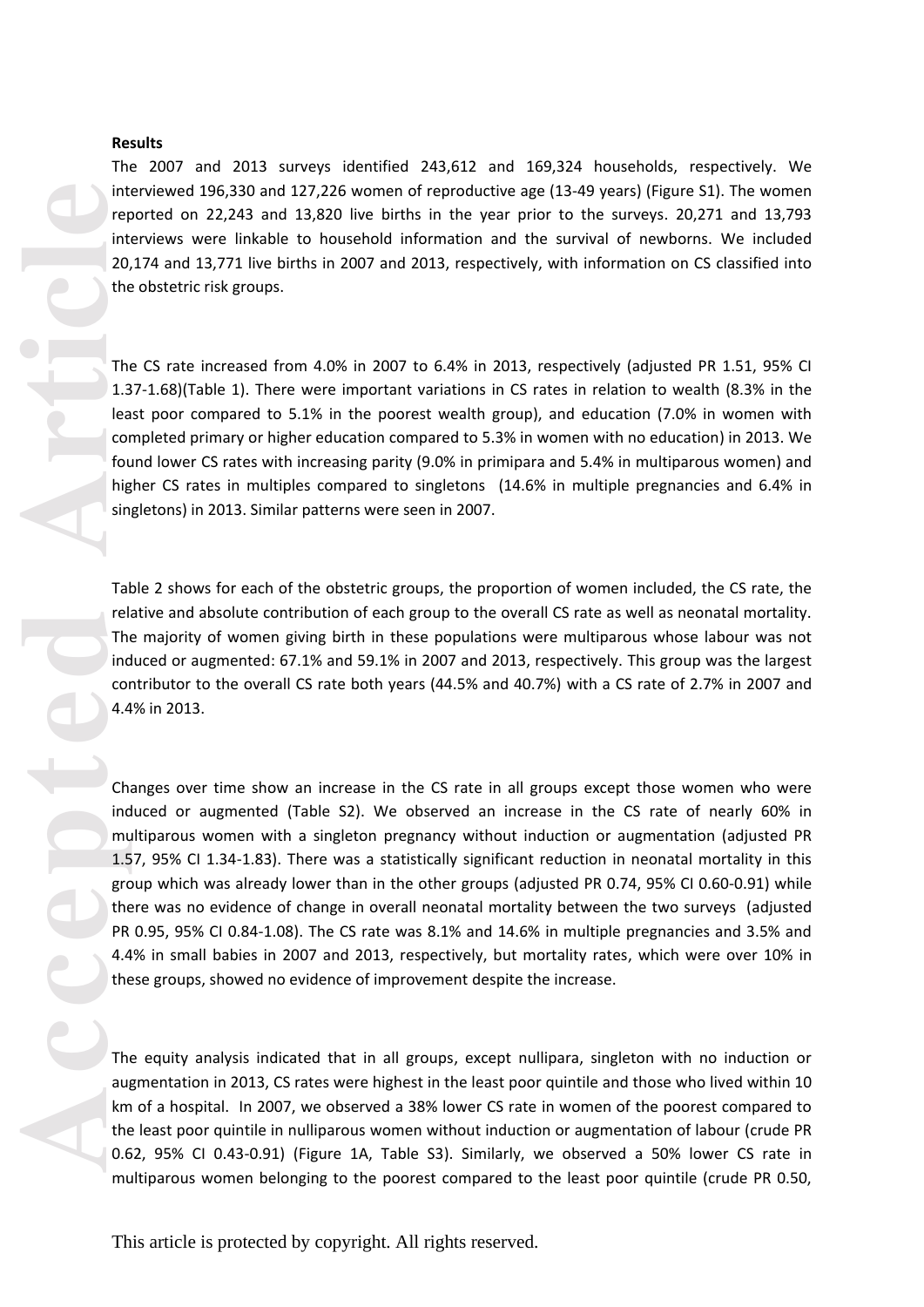**Results**

The 2007 and 2013 surveys identified 243,612 and 169,324 households, respectively. We interviewed 196,330 and 127,226 women of reproductive age (13-49 years) (Figure S1). The women reported on 22,243 and 13,820 live births in the year prior to the surveys. 20,271 and 13,793 interviews were linkable to household information and the survival of newborns. We included 20,174 and 13,771 live births in 2007 and 2013, respectively, with information on CS classified into the obstetric risk groups.

The CS rate increased from 4.0% in 2007 to 6.4% in 2013, respectively (adjusted PR 1.51, 95% CI 1.37-1.68)(Table 1). There were important variations in CS rates in relation to wealth (8.3% in the least poor compared to 5.1% in the poorest wealth group), and education (7.0% in women with completed primary or higher education compared to 5.3% in women with no education) in 2013. We found lower CS rates with increasing parity (9.0% in primipara and 5.4% in multiparous women) and higher CS rates in multiples compared to singletons (14.6% in multiple pregnancies and 6.4% in singletons) in 2013. Similar patterns were seen in 2007.

Table 2 shows for each of the obstetric groups, the proportion of women included, the CS rate, the relative and absolute contribution of each group to the overall CS rate as well as neonatal mortality. The majority of women giving birth in these populations were multiparous whose labour was not induced or augmented: 67.1% and 59.1% in 2007 and 2013, respectively. This group was the largest contributor to the overall CS rate both years (44.5% and 40.7%) with a CS rate of 2.7% in 2007 and 4.4% in 2013.

Changes over time show an increase in the CS rate in all groups except those women who were induced or augmented (Table S2). We observed an increase in the CS rate of nearly 60% in multiparous women with a singleton pregnancy without induction or augmentation (adjusted PR 1.57, 95% CI 1.34-1.83). There was a statistically significant reduction in neonatal mortality in this group which was already lower than in the other groups (adjusted PR 0.74, 95% CI 0.60-0.91) while there was no evidence of change in overall neonatal mortality between the two surveys (adjusted PR 0.95, 95% CI 0.84-1.08). The CS rate was 8.1% and 14.6% in multiple pregnancies and 3.5% and 4.4% in small babies in 2007 and 2013, respectively, but mortality rates, which were over 10% in these groups, showed no evidence of improvement despite the increase.

The equity analysis indicated that in all groups, except nullipara, singleton with no induction or augmentation in 2013, CS rates were highest in the least poor quintile and those who lived within 10 km of a hospital. In 2007, we observed a 38% lower CS rate in women of the poorest compared to the least poor quintile in nulliparous women without induction or augmentation of labour (crude PR 0.62, 95% CI 0.43-0.91) (Figure 1A, Table S3). Similarly, we observed a 50% lower CS rate in multiparous women belonging to the poorest compared to the least poor quintile (crude PR 0.50,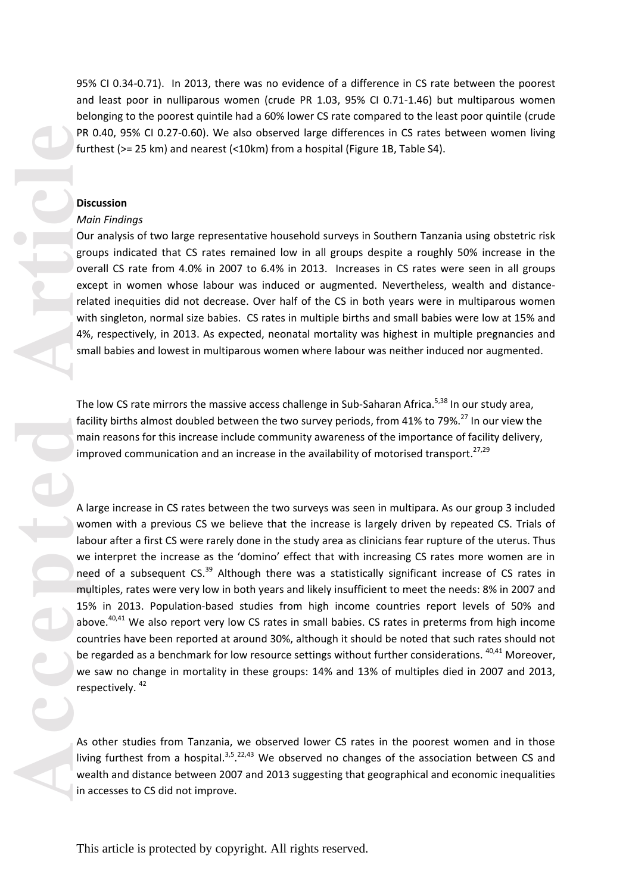95% CI 0.34-0.71). In 2013, there was no evidence of a difference in CS rate between the poorest and least poor in nulliparous women (crude PR 1.03, 95% CI 0.71-1.46) but multiparous women belonging to the poorest quintile had a 60% lower CS rate compared to the least poor quintile (crude PR 0.40, 95% CI 0.27-0.60). We also observed large differences in CS rates between women living furthest (>= 25 km) and nearest (<10km) from a hospital (Figure 1B, Table S4).

## Discussion

### *Main Findings*

Our analysis of two large representative household surveys in Southern Tanzania using obstetric risk groups indicated that CS rates remained low in all groups despite a roughly 50% increase in the overall CS rate from 4.0% in 2007 to 6.4% in 2013. Increases in CS rates were seen in all groups except in women whose labour was induced or augmented. Nevertheless, wealth and distance-related inequities did not decrease. Over half of the CS in both years were in multiparous women with singleton, normal size babies. CS rates in multiple births and small babies were low at 15% and 4%, respectively, in 2013. As expected, neonatal mortality was highest in multiple pregnancies and small babies and lowest in multiparous women where labour was neither induced nor augmented.

The low CS rate mirrors the massive access challenge in Sub-Saharan Africa.[5,38] In our study area, facility births almost doubled between the two survey periods, from 41% to 79%.[27] In our view the main reasons for this increase include community awareness of the importance of facility delivery, improved communication and an increase in the availability of motorised transport.[27,29]

A large increase in CS rates between the two surveys was seen in multipara. As our group 3 included women with a previous CS we believe that the increase is largely driven by repeated CS. Trials of labour after a first CS were rarely done in the study area as clinicians fear rupture of the uterus. Thus we interpret the increase as the 'domino' effect that with increasing CS rates more women are in need of a subsequent CS.[39] Although there was a statistically significant increase of CS rates in multiples, rates were very low in both years and likely insufficient to meet the needs: 8% in 2007 and 15% in 2013. Population-based studies from high income countries report levels of 50% and above.[40,41] We also report very low CS rates in small babies. CS rates in preterms from high income countries have been reported at around 30%, although it should be noted that such rates should not be regarded as a benchmark for low resource settings without further considerations. [40,41] Moreover, we saw no change in mortality in these groups: 14% and 13% of multiples died in 2007 and 2013, respectively. [42]

As other studies from Tanzania, we observed lower CS rates in the poorest women and in those living furthest from a hospital.[3,5,22,43] We observed no changes of the association between CS and wealth and distance between 2007 and 2013 suggesting that geographical and economic inequalities in accesses to CS did not improve.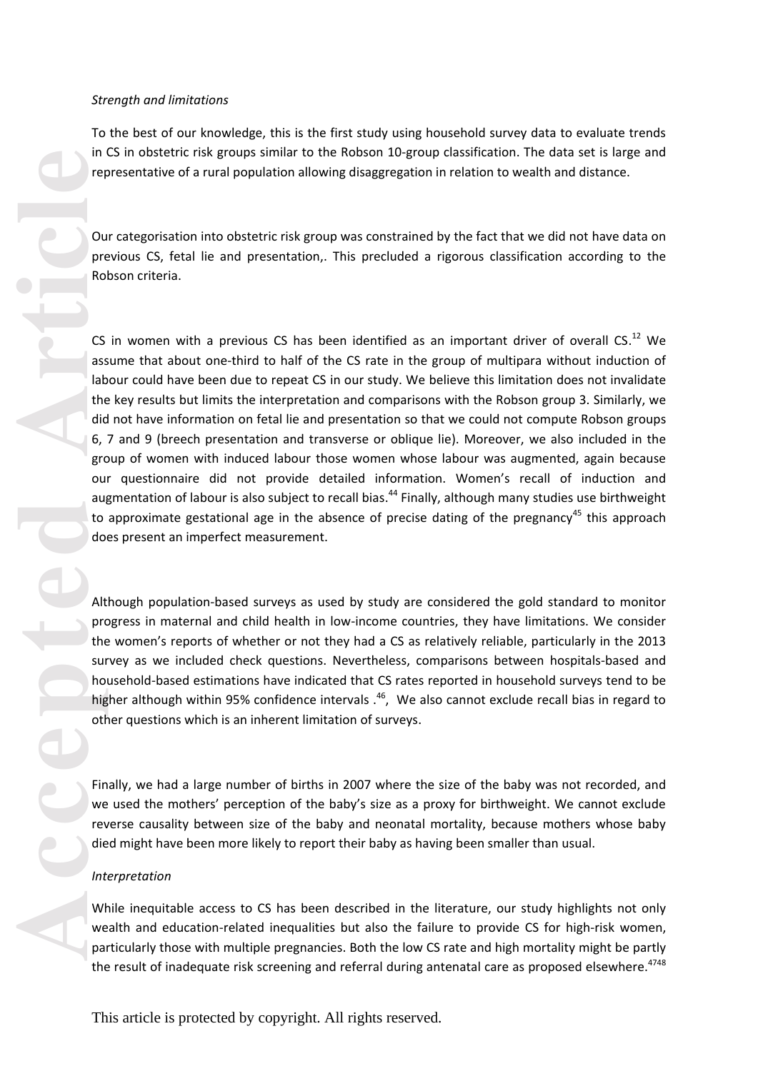*Strength and limitations*

To the best of our knowledge, this is the first study using household survey data to evaluate trends in CS in obstetric risk groups similar to the Robson 10-group classification. The data set is large and representative of a rural population allowing disaggregation in relation to wealth and distance.

Our categorisation into obstetric risk group was constrained by the fact that we did not have data on previous CS, fetal lie and presentation,. This precluded a rigorous classification according to the Robson criteria.

CS in women with a previous CS has been identified as an important driver of overall CS.[12] We assume that about one-third to half of the CS rate in the group of multipara without induction of labour could have been due to repeat CS in our study. We believe this limitation does not invalidate the key results but limits the interpretation and comparisons with the Robson group 3. Similarly, we did not have information on fetal lie and presentation so that we could not compute Robson groups 6, 7 and 9 (breech presentation and transverse or oblique lie). Moreover, we also included in the group of women with induced labour those women whose labour was augmented, again because our questionnaire did not provide detailed information. Women's recall of induction and augmentation of labour is also subject to recall bias.[44] Finally, although many studies use birthweight to approximate gestational age in the absence of precise dating of the pregnancy[45] this approach does present an imperfect measurement.

Although population-based surveys as used by study are considered the gold standard to monitor progress in maternal and child health in low-income countries, they have limitations. We consider the women's reports of whether or not they had a CS as relatively reliable, particularly in the 2013 survey as we included check questions. Nevertheless, comparisons between hospitals-based and household-based estimations have indicated that CS rates reported in household surveys tend to be higher although within 95% confidence intervals .[46], We also cannot exclude recall bias in regard to other questions which is an inherent limitation of surveys.

Finally, we had a large number of births in 2007 where the size of the baby was not recorded, and we used the mothers' perception of the baby's size as a proxy for birthweight. We cannot exclude reverse causality between size of the baby and neonatal mortality, because mothers whose baby died might have been more likely to report their baby as having been smaller than usual.

*Interpretation*

While inequitable access to CS has been described in the literature, our study highlights not only wealth and education-related inequalities but also the failure to provide CS for high-risk women, particularly those with multiple pregnancies. Both the low CS rate and high mortality might be partly the result of inadequate risk screening and referral during antenatal care as proposed elsewhere.[47,48]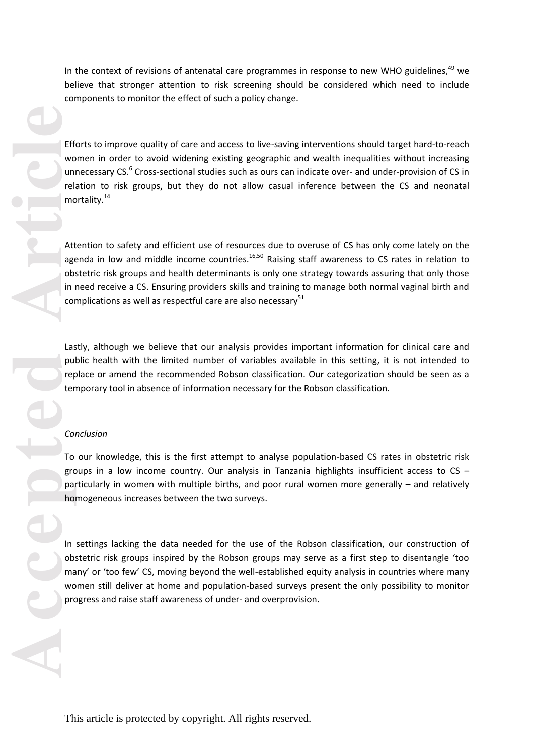In the context of revisions of antenatal care programmes in response to new WHO guidelines,[49] we believe that stronger attention to risk screening should be considered which need to include components to monitor the effect of such a policy change.

Efforts to improve quality of care and access to live-saving interventions should target hard-to-reach women in order to avoid widening existing geographic and wealth inequalities without increasing unnecessary CS.[6] Cross-sectional studies such as ours can indicate over- and under-provision of CS in relation to risk groups, but they do not allow casual inference between the CS and neonatal mortality.[14]

Attention to safety and efficient use of resources due to overuse of CS has only come lately on the agenda in low and middle income countries.[16,50] Raising staff awareness to CS rates in relation to obstetric risk groups and health determinants is only one strategy towards assuring that only those in need receive a CS. Ensuring providers skills and training to manage both normal vaginal birth and complications as well as respectful care are also necessary[51]

Lastly, although we believe that our analysis provides important information for clinical care and public health with the limited number of variables available in this setting, it is not intended to replace or amend the recommended Robson classification. Our categorization should be seen as a temporary tool in absence of information necessary for the Robson classification.

*Conclusion*

To our knowledge, this is the first attempt to analyse population-based CS rates in obstetric risk groups in a low income country. Our analysis in Tanzania highlights insufficient access to CS – particularly in women with multiple births, and poor rural women more generally – and relatively homogeneous increases between the two surveys.

In settings lacking the data needed for the use of the Robson classification, our construction of obstetric risk groups inspired by the Robson groups may serve as a first step to disentangle 'too many' or 'too few' CS, moving beyond the well-established equity analysis in countries where many women still deliver at home and population-based surveys present the only possibility to monitor progress and raise staff awareness of under- and overprovision.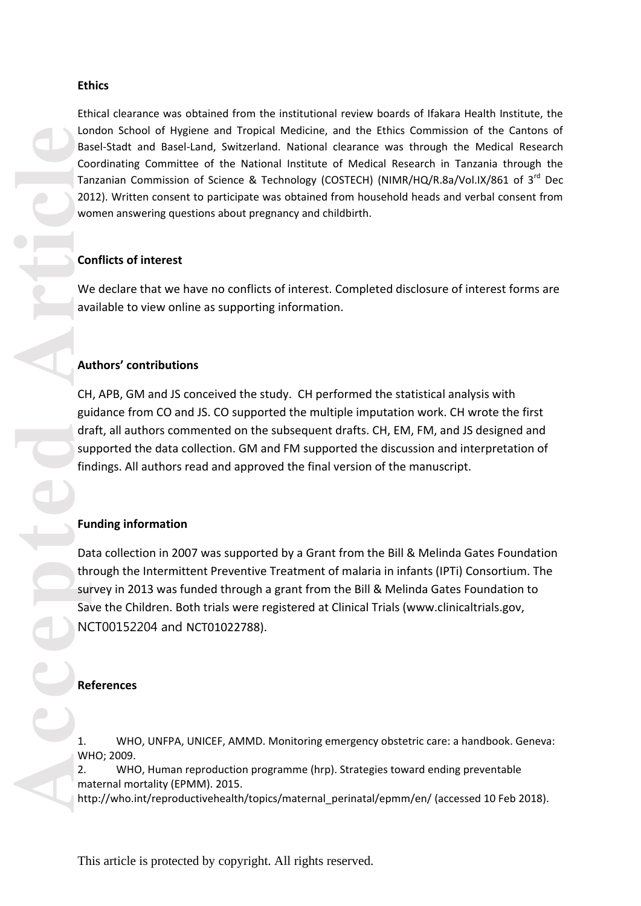## Ethics

Ethical clearance was obtained from the institutional review boards of Ifakara Health Institute, the London School of Hygiene and Tropical Medicine, and the Ethics Commission of the Cantons of Basel-Stadt and Basel-Land, Switzerland. National clearance was through the Medical Research Coordinating Committee of the National Institute of Medical Research in Tanzania through the Tanzanian Commission of Science & Technology (COSTECH) (NIMR/HQ/R.8a/Vol.IX/861 of 3rd Dec 2012). Written consent to participate was obtained from household heads and verbal consent from women answering questions about pregnancy and childbirth.

## Conflicts of interest

We declare that we have no conflicts of interest. Completed disclosure of interest forms are available to view online as supporting information.

## Authors' contributions

CH, APB, GM and JS conceived the study. CH performed the statistical analysis with guidance from CO and JS. CO supported the multiple imputation work. CH wrote the first draft, all authors commented on the subsequent drafts. CH, EM, FM, and JS designed and supported the data collection. GM and FM supported the discussion and interpretation of findings. All authors read and approved the final version of the manuscript.

## Funding information

Data collection in 2007 was supported by a Grant from the Bill & Melinda Gates Foundation through the Intermittent Preventive Treatment of malaria in infants (IPTi) Consortium. The survey in 2013 was funded through a grant from the Bill & Melinda Gates Foundation to Save the Children. Both trials were registered at Clinical Trials (www.clinicaltrials.gov, NCT00152204 and NCT01022788).

## References

1. WHO, UNFPA, UNICEF, AMMD. Monitoring emergency obstetric care: a handbook. Geneva: WHO; 2009.
2. WHO, Human reproduction programme (hrp). Strategies toward ending preventable maternal mortality (EPMM). 2015. http://who.int/reproductivehealth/topics/maternal_perinatal/epmm/en/ (accessed 10 Feb 2018).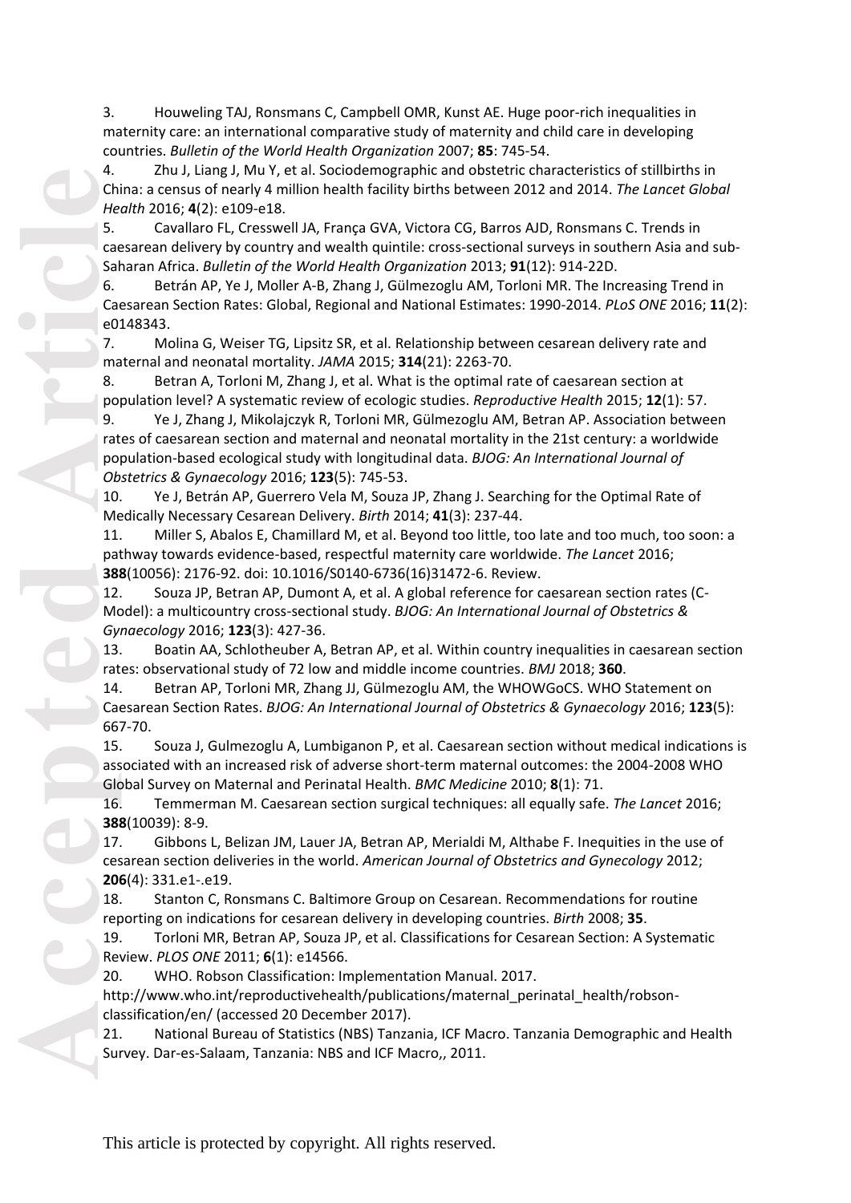3. Houweling TAJ, Ronsmans C, Campbell OMR, Kunst AE. Huge poor-rich inequalities in maternity care: an international comparative study of maternity and child care in developing countries. *Bulletin of the World Health Organization* 2007; **85**: 745-54.

4. Zhu J, Liang J, Mu Y, et al. Sociodemographic and obstetric characteristics of stillbirths in China: a census of nearly 4 million health facility births between 2012 and 2014. *The Lancet Global Health* 2016; **4**(2): e109-e18.

5. Cavallaro FL, Cresswell JA, França GVA, Victora CG, Barros AJD, Ronsmans C. Trends in caesarean delivery by country and wealth quintile: cross-sectional surveys in southern Asia and sub-Saharan Africa. *Bulletin of the World Health Organization* 2013; **91**(12): 914-22D.

6. Betrán AP, Ye J, Moller A-B, Zhang J, Gülmezoglu AM, Torloni MR. The Increasing Trend in Caesarean Section Rates: Global, Regional and National Estimates: 1990-2014. *PLoS ONE* 2016; **11**(2): e0148343.

7. Molina G, Weiser TG, Lipsitz SR, et al. Relationship between cesarean delivery rate and maternal and neonatal mortality. *JAMA* 2015; **314**(21): 2263-70.

8. Betran A, Torloni M, Zhang J, et al. What is the optimal rate of caesarean section at population level? A systematic review of ecologic studies. *Reproductive Health* 2015; **12**(1): 57.

9. Ye J, Zhang J, Mikolajczyk R, Torloni MR, Gülmezoglu AM, Betran AP. Association between rates of caesarean section and maternal and neonatal mortality in the 21st century: a worldwide population-based ecological study with longitudinal data. *BJOG: An International Journal of Obstetrics & Gynaecology* 2016; **123**(5): 745-53.

10. Ye J, Betrán AP, Guerrero Vela M, Souza JP, Zhang J. Searching for the Optimal Rate of Medically Necessary Cesarean Delivery. *Birth* 2014; **41**(3): 237-44.

11. Miller S, Abalos E, Chamillard M, et al. Beyond too little, too late and too much, too soon: a pathway towards evidence-based, respectful maternity care worldwide. *The Lancet* 2016; **388**(10056): 2176-92. doi: 10.1016/S0140-6736(16)31472-6. Review.

12. Souza JP, Betran AP, Dumont A, et al. A global reference for caesarean section rates (C-Model): a multicountry cross-sectional study. *BJOG: An International Journal of Obstetrics & Gynaecology* 2016; **123**(3): 427-36.

13. Boatin AA, Schlotheuber A, Betran AP, et al. Within country inequalities in caesarean section rates: observational study of 72 low and middle income countries. *BMJ* 2018; **360**.

14. Betran AP, Torloni MR, Zhang JJ, Gülmezoglu AM, the WHOWGoCS. WHO Statement on Caesarean Section Rates. *BJOG: An International Journal of Obstetrics & Gynaecology* 2016; **123**(5): 667-70.

15. Souza J, Gulmezoglu A, Lumbiganon P, et al. Caesarean section without medical indications is associated with an increased risk of adverse short-term maternal outcomes: the 2004-2008 WHO Global Survey on Maternal and Perinatal Health. *BMC Medicine* 2010; **8**(1): 71.

16. Temmerman M. Caesarean section surgical techniques: all equally safe. *The Lancet* 2016; **388**(10039): 8-9.

17. Gibbons L, Belizan JM, Lauer JA, Betran AP, Merialdi M, Althabe F. Inequities in the use of cesarean section deliveries in the world. *American Journal of Obstetrics and Gynecology* 2012; **206**(4): 331.e1-.e19.

18. Stanton C, Ronsmans C. Baltimore Group on Cesarean. Recommendations for routine reporting on indications for cesarean delivery in developing countries. *Birth* 2008; **35**.

19. Torloni MR, Betran AP, Souza JP, et al. Classifications for Cesarean Section: A Systematic Review. *PLOS ONE* 2011; **6**(1): e14566.

20. WHO. Robson Classification: Implementation Manual. 2017. http://www.who.int/reproductivehealth/publications/maternal_perinatal_health/robson-classification/en/ (accessed 20 December 2017).

21. National Bureau of Statistics (NBS) Tanzania, ICF Macro. Tanzania Demographic and Health Survey. Dar-es-Salaam, Tanzania: NBS and ICF Macro,, 2011.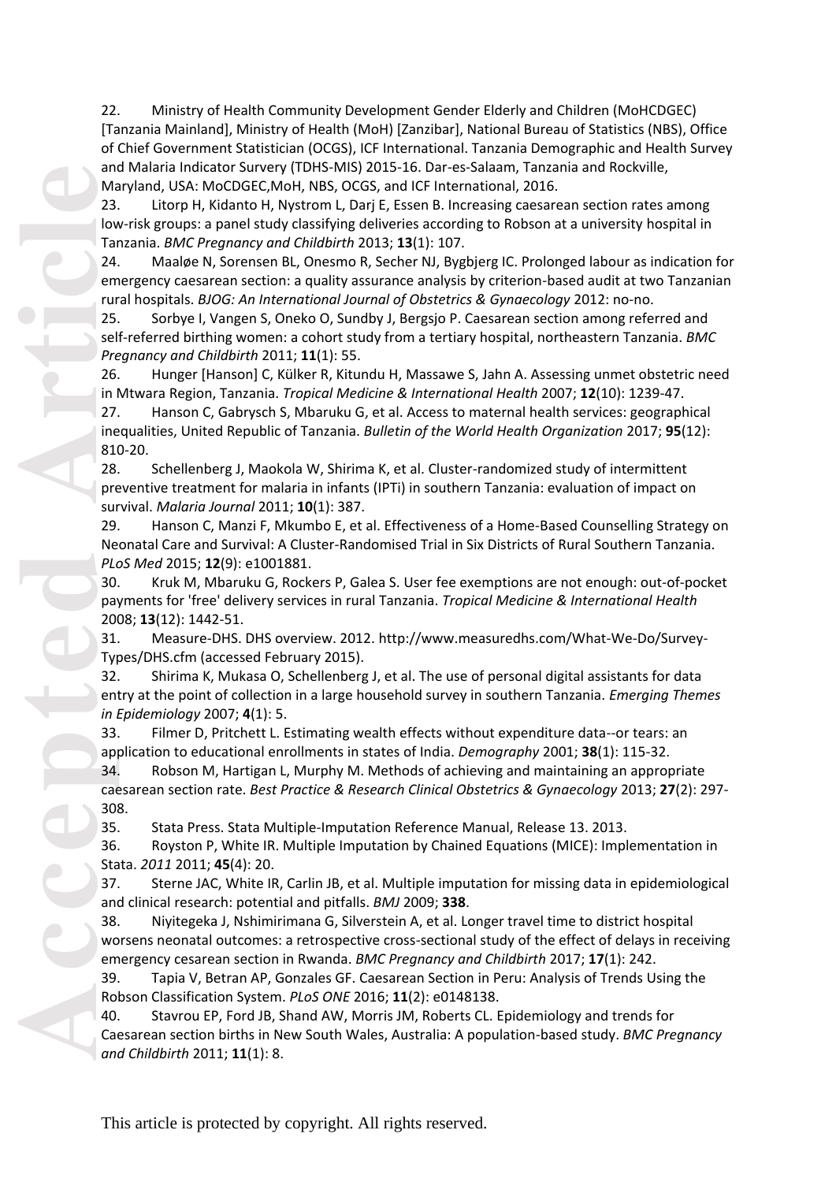22. Ministry of Health Community Development Gender Elderly and Children (MoHCDGEC) [Tanzania Mainland], Ministry of Health (MoH) [Zanzibar], National Bureau of Statistics (NBS), Office of Chief Government Statistician (OCGS), ICF International. Tanzania Demographic and Health Survey and Malaria Indicator Survery (TDHS-MIS) 2015-16. Dar-es-Salaam, Tanzania and Rockville, Maryland, USA: MoCDGEC,MoH, NBS, OCGS, and ICF International, 2016.

23. Litorp H, Kidanto H, Nystrom L, Darj E, Essen B. Increasing caesarean section rates among low-risk groups: a panel study classifying deliveries according to Robson at a university hospital in Tanzania. *BMC Pregnancy and Childbirth* 2013; **13**(1): 107.

24. Maaløe N, Sorensen BL, Onesmo R, Secher NJ, Bygbjerg IC. Prolonged labour as indication for emergency caesarean section: a quality assurance analysis by criterion-based audit at two Tanzanian rural hospitals. *BJOG: An International Journal of Obstetrics & Gynaecology* 2012: no-no.

25. Sorbye I, Vangen S, Oneko O, Sundby J, Bergsjo P. Caesarean section among referred and self-referred birthing women: a cohort study from a tertiary hospital, northeastern Tanzania. *BMC Pregnancy and Childbirth* 2011; **11**(1): 55.

26. Hunger [Hanson] C, Külker R, Kitundu H, Massawe S, Jahn A. Assessing unmet obstetric need in Mtwara Region, Tanzania. *Tropical Medicine & International Health* 2007; **12**(10): 1239-47.

27. Hanson C, Gabrysch S, Mbaruku G, et al. Access to maternal health services: geographical inequalities, United Republic of Tanzania. *Bulletin of the World Health Organization* 2017; **95**(12): 810-20.

28. Schellenberg J, Maokola W, Shirima K, et al. Cluster-randomized study of intermittent preventive treatment for malaria in infants (IPTi) in southern Tanzania: evaluation of impact on survival. *Malaria Journal* 2011; **10**(1): 387.

29. Hanson C, Manzi F, Mkumbo E, et al. Effectiveness of a Home-Based Counselling Strategy on Neonatal Care and Survival: A Cluster-Randomised Trial in Six Districts of Rural Southern Tanzania. *PLoS Med* 2015; **12**(9): e1001881.

30. Kruk M, Mbaruku G, Rockers P, Galea S. User fee exemptions are not enough: out-of-pocket payments for 'free' delivery services in rural Tanzania. *Tropical Medicine & International Health* 2008; **13**(12): 1442-51.

31. Measure-DHS. DHS overview. 2012. http://www.measuredhs.com/What-We-Do/Survey-Types/DHS.cfm (accessed February 2015).

32. Shirima K, Mukasa O, Schellenberg J, et al. The use of personal digital assistants for data entry at the point of collection in a large household survey in southern Tanzania. *Emerging Themes in Epidemiology* 2007; **4**(1): 5.

33. Filmer D, Pritchett L. Estimating wealth effects without expenditure data--or tears: an application to educational enrollments in states of India. *Demography* 2001; **38**(1): 115-32.

34. Robson M, Hartigan L, Murphy M. Methods of achieving and maintaining an appropriate caesarean section rate. *Best Practice & Research Clinical Obstetrics & Gynaecology* 2013; **27**(2): 297-308.

35. Stata Press. Stata Multiple-Imputation Reference Manual, Release 13. 2013.

36. Royston P, White IR. Multiple Imputation by Chained Equations (MICE): Implementation in Stata. *2011* 2011; **45**(4): 20.

37. Sterne JAC, White IR, Carlin JB, et al. Multiple imputation for missing data in epidemiological and clinical research: potential and pitfalls. *BMJ* 2009; **338**.

38. Niyitegeka J, Nshimirimana G, Silverstein A, et al. Longer travel time to district hospital worsens neonatal outcomes: a retrospective cross-sectional study of the effect of delays in receiving emergency cesarean section in Rwanda. *BMC Pregnancy and Childbirth* 2017; **17**(1): 242.

39. Tapia V, Betran AP, Gonzales GF. Caesarean Section in Peru: Analysis of Trends Using the Robson Classification System. *PLoS ONE* 2016; **11**(2): e0148138.

40. Stavrou EP, Ford JB, Shand AW, Morris JM, Roberts CL. Epidemiology and trends for Caesarean section births in New South Wales, Australia: A population-based study. *BMC Pregnancy and Childbirth* 2011; **11**(1): 8.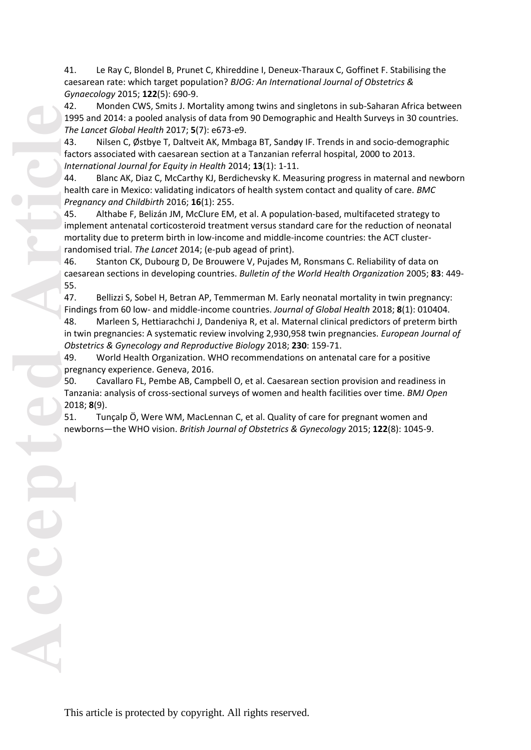41. Le Ray C, Blondel B, Prunet C, Khireddine I, Deneux-Tharaux C, Goffinet F. Stabilising the caesarean rate: which target population? *BJOG: An International Journal of Obstetrics & Gynaecology* 2015; **122**(5): 690-9.

42. Monden CWS, Smits J. Mortality among twins and singletons in sub-Saharan Africa between 1995 and 2014: a pooled analysis of data from 90 Demographic and Health Surveys in 30 countries. *The Lancet Global Health* 2017; **5**(7): e673-e9.

43. Nilsen C, Østbye T, Daltveit AK, Mmbaga BT, Sandøy IF. Trends in and socio-demographic factors associated with caesarean section at a Tanzanian referral hospital, 2000 to 2013. *International Journal for Equity in Health* 2014; **13**(1): 1-11.

44. Blanc AK, Diaz C, McCarthy KJ, Berdichevsky K. Measuring progress in maternal and newborn health care in Mexico: validating indicators of health system contact and quality of care. *BMC Pregnancy and Childbirth* 2016; **16**(1): 255.

45. Althabe F, Belizán JM, McClure EM, et al. A population-based, multifaceted strategy to implement antenatal corticosteroid treatment versus standard care for the reduction of neonatal mortality due to preterm birth in low-income and middle-income countries: the ACT cluster-randomised trial. *The Lancet* 2014; (e-pub agead of print).

46. Stanton CK, Dubourg D, De Brouwere V, Pujades M, Ronsmans C. Reliability of data on caesarean sections in developing countries. *Bulletin of the World Health Organization* 2005; **83**: 449-55.

47. Bellizzi S, Sobel H, Betran AP, Temmerman M. Early neonatal mortality in twin pregnancy: Findings from 60 low- and middle-income countries. *Journal of Global Health* 2018; **8**(1): 010404.

48. Marleen S, Hettiarachchi J, Dandeniya R, et al. Maternal clinical predictors of preterm birth in twin pregnancies: A systematic review involving 2,930,958 twin pregnancies. *European Journal of Obstetrics & Gynecology and Reproductive Biology* 2018; **230**: 159-71.

49. World Health Organization. WHO recommendations on antenatal care for a positive pregnancy experience. Geneva, 2016.

50. Cavallaro FL, Pembe AB, Campbell O, et al. Caesarean section provision and readiness in Tanzania: analysis of cross-sectional surveys of women and health facilities over time. *BMJ Open* 2018; **8**(9).

51. Tunçalp Ö, Were WM, MacLennan C, et al. Quality of care for pregnant women and newborns—the WHO vision. *British Journal of Obstetrics & Gynecology* 2015; **122**(8): 1045-9.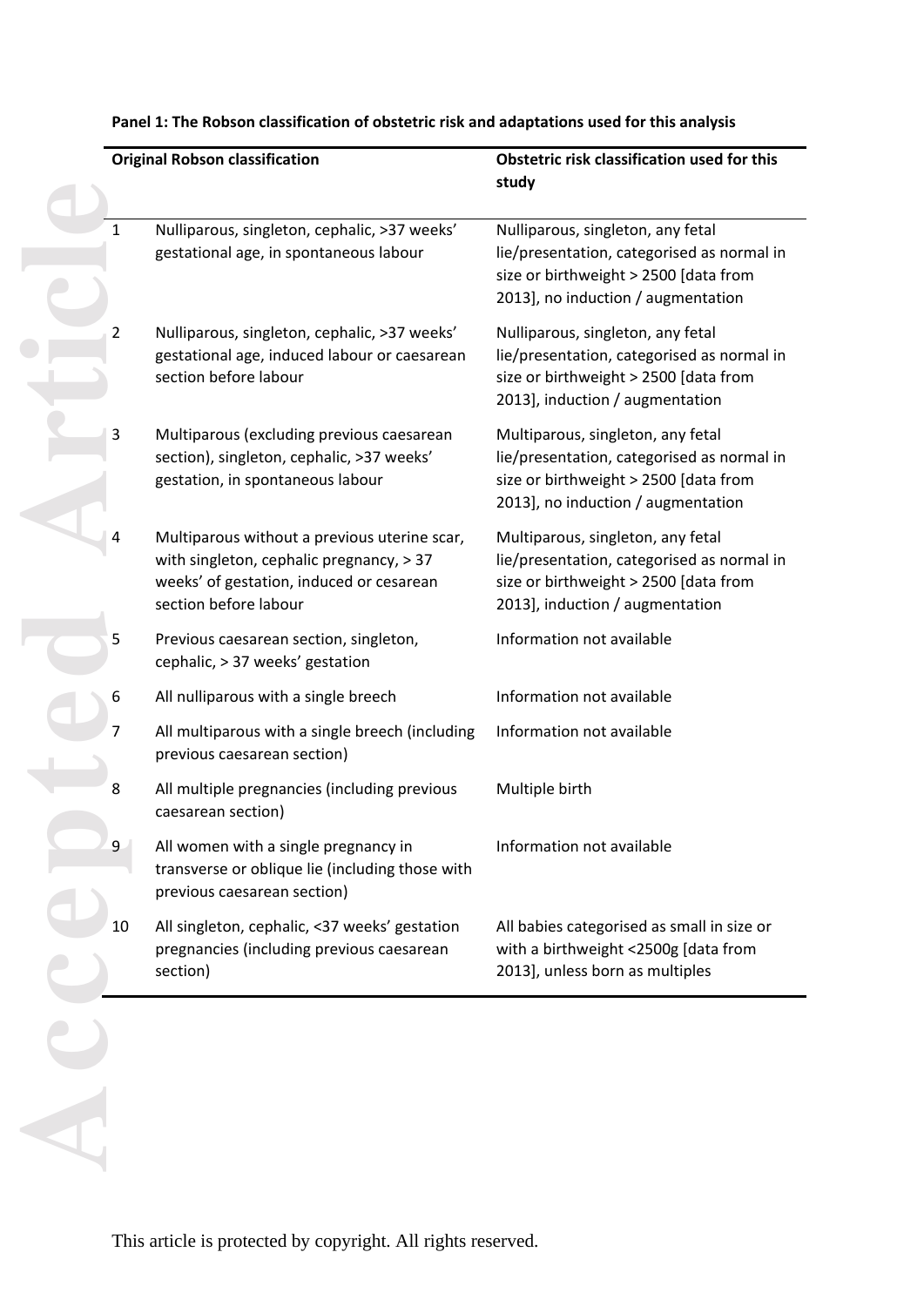**Panel 1: The Robson classification of obstetric risk and adaptations used for this analysis**

| Original Robson classification | | Obstetric risk classification used for this study |
|---|---|---|
| 1 | Nulliparous, singleton, cephalic, >37 weeks' gestational age, in spontaneous labour | Nulliparous, singleton, any fetal lie/presentation, categorised as normal in size or birthweight > 2500 [data from 2013], no induction / augmentation |
| 2 | Nulliparous, singleton, cephalic, >37 weeks' gestational age, induced labour or caesarean section before labour | Nulliparous, singleton, any fetal lie/presentation, categorised as normal in size or birthweight > 2500 [data from 2013], induction / augmentation |
| 3 | Multiparous (excluding previous caesarean section), singleton, cephalic, >37 weeks' gestation, in spontaneous labour | Multiparous, singleton, any fetal lie/presentation, categorised as normal in size or birthweight > 2500 [data from 2013], no induction / augmentation |
| 4 | Multiparous without a previous uterine scar, with singleton, cephalic pregnancy, > 37 weeks' of gestation, induced or cesarean section before labour | Multiparous, singleton, any fetal lie/presentation, categorised as normal in size or birthweight > 2500 [data from 2013], induction / augmentation |
| 5 | Previous caesarean section, singleton, cephalic, > 37 weeks' gestation | Information not available |
| 6 | All nulliparous with a single breech | Information not available |
| 7 | All multiparous with a single breech (including previous caesarean section) | Information not available |
| 8 | All multiple pregnancies (including previous caesarean section) | Multiple birth |
| 9 | All women with a single pregnancy in transverse or oblique lie (including those with previous caesarean section) | Information not available |
| 10 | All singleton, cephalic, <37 weeks' gestation pregnancies (including previous caesarean section) | All babies categorised as small in size or with a birthweight <2500g [data from 2013], unless born as multiples |

This article is protected by copyright. All rights reserved.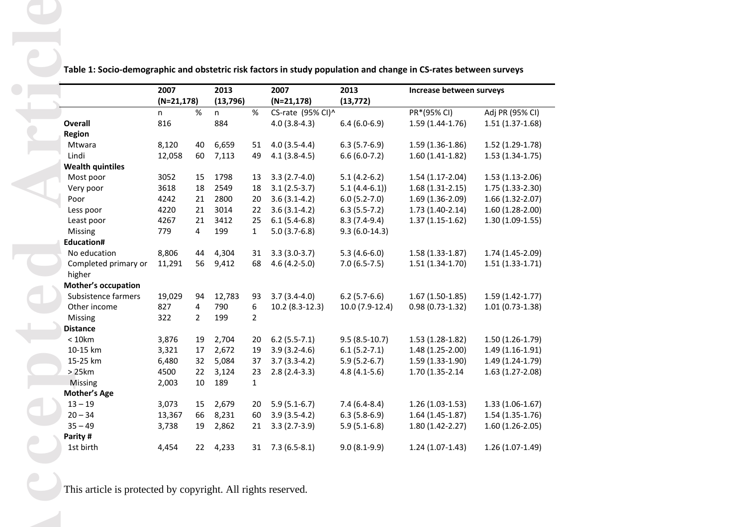**Table 1: Socio-demographic and obstetric risk factors in study population and change in CS-rates between surveys**

| | 2007 (N=21,178) | | 2013 (13,796) | | 2007 (N=21,178) | 2013 (13,772) | Increase between surveys | |
|---|---|---|---|---|---|---|---|---|
| | n | % | n | % | CS-rate (95% CI)^ | | PR*(95% CI) | Adj PR (95% CI) |
| **Overall** | 816 | | 884 | | 4.0 (3.8-4.3) | 6.4 (6.0-6.9) | 1.59 (1.44-1.76) | 1.51 (1.37-1.68) |
| **Region** | | | | | | | | |
| Mtwara | 8,120 | 40 | 6,659 | 51 | 4.0 (3.5-4.4) | 6.3 (5.7-6.9) | 1.59 (1.36-1.86) | 1.52 (1.29-1.78) |
| Lindi | 12,058 | 60 | 7,113 | 49 | 4.1 (3.8-4.5) | 6.6 (6.0-7.2) | 1.60 (1.41-1.82) | 1.53 (1.34-1.75) |
| **Wealth quintiles** | | | | | | | | |
| Most poor | 3052 | 15 | 1798 | 13 | 3.3 (2.7-4.0) | 5.1 (4.2-6.2) | 1.54 (1.17-2.04) | 1.53 (1.13-2.06) |
| Very poor | 3618 | 18 | 2549 | 18 | 3.1 (2.5-3.7) | 5.1 (4.4-6.1)) | 1.68 (1.31-2.15) | 1.75 (1.33-2.30) |
| Poor | 4242 | 21 | 2800 | 20 | 3.6 (3.1-4.2) | 6.0 (5.2-7.0) | 1.69 (1.36-2.09) | 1.66 (1.32-2.07) |
| Less poor | 4220 | 21 | 3014 | 22 | 3.6 (3.1-4.2) | 6.3 (5.5-7.2) | 1.73 (1.40-2.14) | 1.60 (1.28-2.00) |
| Least poor | 4267 | 21 | 3412 | 25 | 6.1 (5.4-6.8) | 8.3 (7.4-9.4) | 1.37 (1.15-1.62) | 1.30 (1.09-1.55) |
| Missing | 779 | 4 | 199 | 1 | 5.0 (3.7-6.8) | 9.3 (6.0-14.3) | | |
| **Education#** | | | | | | | | |
| No education | 8,806 | 44 | 4,304 | 31 | 3.3 (3.0-3.7) | 5.3 (4.6-6.0) | 1.58 (1.33-1.87) | 1.74 (1.45-2.09) |
| Completed primary or higher | 11,291 | 56 | 9,412 | 68 | 4.6 (4.2-5.0) | 7.0 (6.5-7.5) | 1.51 (1.34-1.70) | 1.51 (1.33-1.71) |
| **Mother's occupation** | | | | | | | | |
| Subsistence farmers | 19,029 | 94 | 12,783 | 93 | 3.7 (3.4-4.0) | 6.2 (5.7-6.6) | 1.67 (1.50-1.85) | 1.59 (1.42-1.77) |
| Other income | 827 | 4 | 790 | 6 | 10.2 (8.3-12.3) | 10.0 (7.9-12.4) | 0.98 (0.73-1.32) | 1.01 (0.73-1.38) |
| Missing | 322 | 2 | 199 | 2 | | | | |
| **Distance** | | | | | | | | |
| < 10km | 3,876 | 19 | 2,704 | 20 | 6.2 (5.5-7.1) | 9.5 (8.5-10.7) | 1.53 (1.28-1.82) | 1.50 (1.26-1.79) |
| 10-15 km | 3,321 | 17 | 2,672 | 19 | 3.9 (3.2-4.6) | 6.1 (5.2-7.1) | 1.48 (1.25-2.00) | 1.49 (1.16-1.91) |
| 15-25 km | 6,480 | 32 | 5,084 | 37 | 3.7 (3.3-4.2) | 5.9 (5.2-6.7) | 1.59 (1.33-1.90) | 1.49 (1.24-1.79) |
| > 25km | 4500 | 22 | 3,124 | 23 | 2.8 (2.4-3.3) | 4.8 (4.1-5.6) | 1.70 (1.35-2.14 | 1.63 (1.27-2.08) |
| Missing | 2,003 | 10 | 189 | 1 | | | | |
| **Mother's Age** | | | | | | | | |
| 13 – 19 | 3,073 | 15 | 2,679 | 20 | 5.9 (5.1-6.7) | 7.4 (6.4-8.4) | 1.26 (1.03-1.53) | 1.33 (1.06-1.67) |
| 20 – 34 | 13,367 | 66 | 8,231 | 60 | 3.9 (3.5-4.2) | 6.3 (5.8-6.9) | 1.64 (1.45-1.87) | 1.54 (1.35-1.76) |
| 35 – 49 | 3,738 | 19 | 2,862 | 21 | 3.3 (2.7-3.9) | 5.9 (5.1-6.8) | 1.80 (1.42-2.27) | 1.60 (1.26-2.05) |
| **Parity #** | | | | | | | | |
| 1st birth | 4,454 | 22 | 4,233 | 31 | 7.3 (6.5-8.1) | 9.0 (8.1-9.9) | 1.24 (1.07-1.43) | 1.26 (1.07-1.49) |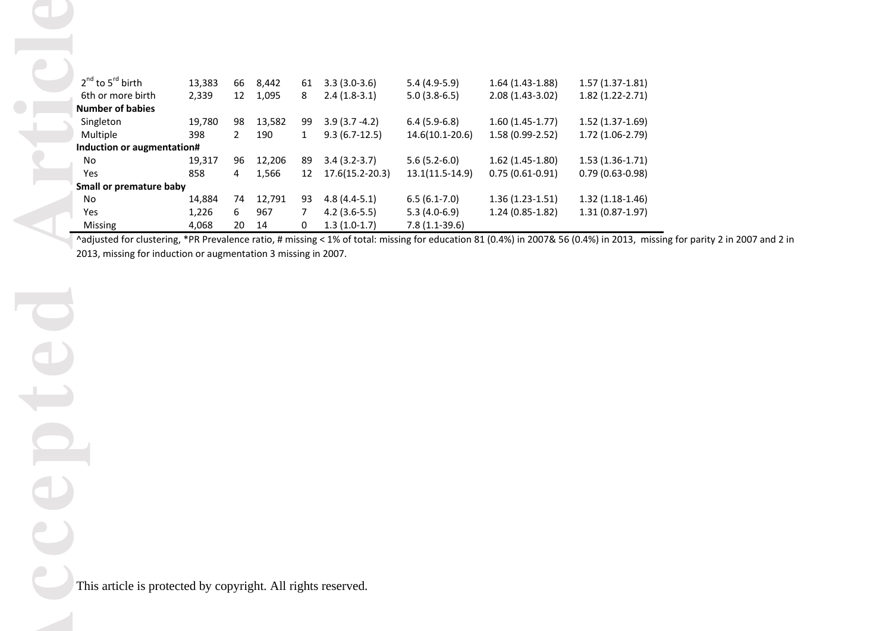| | | | | | | | | |
|---|---|---|---|---|---|---|---|---|
| 2nd to 5rd birth | 13,383 | 66 | 8,442 | 61 | 3.3 (3.0-3.6) | 5.4 (4.9-5.9) | 1.64 (1.43-1.88) | 1.57 (1.37-1.81) |
| 6th or more birth | 2,339 | 12 | 1,095 | 8 | 2.4 (1.8-3.1) | 5.0 (3.8-6.5) | 2.08 (1.43-3.02) | 1.82 (1.22-2.71) |
| **Number of babies** | | | | | | | | |
| Singleton | 19,780 | 98 | 13,582 | 99 | 3.9 (3.7 -4.2) | 6.4 (5.9-6.8) | 1.60 (1.45-1.77) | 1.52 (1.37-1.69) |
| Multiple | 398 | 2 | 190 | 1 | 9.3 (6.7-12.5) | 14.6(10.1-20.6) | 1.58 (0.99-2.52) | 1.72 (1.06-2.79) |
| **Induction or augmentation#** | | | | | | | | |
| No | 19,317 | 96 | 12,206 | 89 | 3.4 (3.2-3.7) | 5.6 (5.2-6.0) | 1.62 (1.45-1.80) | 1.53 (1.36-1.71) |
| Yes | 858 | 4 | 1,566 | 12 | 17.6(15.2-20.3) | 13.1(11.5-14.9) | 0.75 (0.61-0.91) | 0.79 (0.63-0.98) |
| **Small or premature baby** | | | | | | | | |
| No | 14,884 | 74 | 12,791 | 93 | 4.8 (4.4-5.1) | 6.5 (6.1-7.0) | 1.36 (1.23-1.51) | 1.32 (1.18-1.46) |
| Yes | 1,226 | 6 | 967 | 7 | 4.2 (3.6-5.5) | 5.3 (4.0-6.9) | 1.24 (0.85-1.82) | 1.31 (0.87-1.97) |
| Missing | 4,068 | 20 | 14 | 0 | 1.3 (1.0-1.7) | 7.8 (1.1-39.6) | | |

^adjusted for clustering, *PR Prevalence ratio, # missing < 1% of total: missing for education 81 (0.4%) in 2007& 56 (0.4%) in 2013, missing for parity 2 in 2007 and 2 in 2013, missing for induction or augmentation 3 missing in 2007.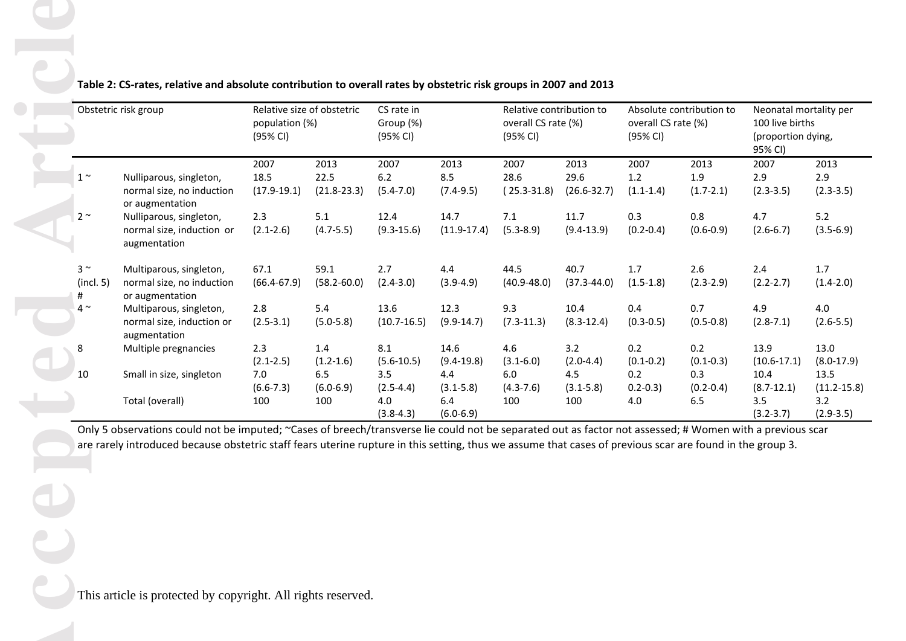**Table 2: CS-rates, relative and absolute contribution to overall rates by obstetric risk groups in 2007 and 2013**

| Obstetric risk group | | Relative size of obstetric population (%) (95% CI) | | CS rate in Group (%) (95% CI) | | Relative contribution to overall CS rate (%) (95% CI) | | Absolute contribution to overall CS rate (%) (95% CI) | | Neonatal mortality per 100 live births (proportion dying, 95% CI) | |
|---|---|---|---|---|---|---|---|---|---|---|---|
| | | 2007 | 2013 | 2007 | 2013 | 2007 | 2013 | 2007 | 2013 | 2007 | 2013 |
| 1 ~ | Nulliparous, singleton, normal size, no induction or augmentation | 18.5 (17.9-19.1) | 22.5 (21.8-23.3) | 6.2 (5.4-7.0) | 8.5 (7.4-9.5) | 28.6 ( 25.3-31.8) | 29.6 (26.6-32.7) | 1.2 (1.1-1.4) | 1.9 (1.7-2.1) | 2.9 (2.3-3.5) | 2.9 (2.3-3.5) |
| 2 ~ | Nulliparous, singleton, normal size, induction or augmentation | 2.3 (2.1-2.6) | 5.1 (4.7-5.5) | 12.4 (9.3-15.6) | 14.7 (11.9-17.4) | 7.1 (5.3-8.9) | 11.7 (9.4-13.9) | 0.3 (0.2-0.4) | 0.8 (0.6-0.9) | 4.7 (2.6-6.7) | 5.2 (3.5-6.9) |
| 3 ~ (incl. 5) # | Multiparous, singleton, normal size, no induction or augmentation | 67.1 (66.4-67.9) | 59.1 (58.2-60.0) | 2.7 (2.4-3.0) | 4.4 (3.9-4.9) | 44.5 (40.9-48.0) | 40.7 (37.3-44.0) | 1.7 (1.5-1.8) | 2.6 (2.3-2.9) | 2.4 (2.2-2.7) | 1.7 (1.4-2.0) |
| 4 ~ | Multiparous, singleton, normal size, induction or augmentation | 2.8 (2.5-3.1) | 5.4 (5.0-5.8) | 13.6 (10.7-16.5) | 12.3 (9.9-14.7) | 9.3 (7.3-11.3) | 10.4 (8.3-12.4) | 0.4 (0.3-0.5) | 0.7 (0.5-0.8) | 4.9 (2.8-7.1) | 4.0 (2.6-5.5) |
| 8 | Multiple pregnancies | 2.3 (2.1-2.5) | 1.4 (1.2-1.6) | 8.1 (5.6-10.5) | 14.6 (9.4-19.8) | 4.6 (3.1-6.0) | 3.2 (2.0-4.4) | 0.2 (0.1-0.2) | 0.2 (0.1-0.3) | 13.9 (10.6-17.1) | 13.0 (8.0-17.9) |
| 10 | Small in size, singleton | 7.0 (6.6-7.3) | 6.5 (6.0-6.9) | 3.5 (2.5-4.4) | 4.4 (3.1-5.8) | 6.0 (4.3-7.6) | 4.5 (3.1-5.8) | 0.2 0.2-0.3) | 0.3 (0.2-0.4) | 10.4 (8.7-12.1) | 13.5 (11.2-15.8) |
| | Total (overall) | 100 | 100 | 4.0 (3.8-4.3) | 6.4 (6.0-6.9) | 100 | 100 | 4.0 | 6.5 | 3.5 (3.2-3.7) | 3.2 (2.9-3.5) |

Only 5 observations could not be imputed; ~Cases of breech/transverse lie could not be separated out as factor not assessed; # Women with a previous scar are rarely introduced because obstetric staff fears uterine rupture in this setting, thus we assume that cases of previous scar are found in the group 3.

This article is protected by copyright. All rights reserved.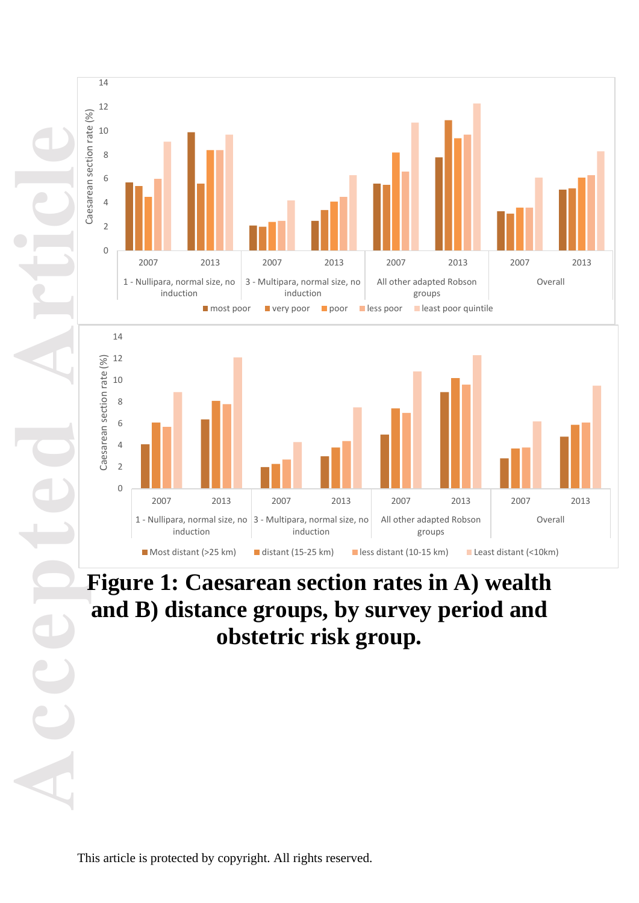14
12
10
8
6
4
2
0

Caesarean section rate (%)

2007
2013
2007
2013
2007
2013
2007
2013

1 - Nullipara, normal size, no induction
3 - Multipara, normal size, no induction
All other adapted Robson groups
Overall

most poor
very poor
poor
less poor
least poor quintile

14
12
10
8
6
4
2
0

Caesarean section rate (%)

2007
2013
2007
2013
2007
2013
2007
2013

1 - Nullipara, normal size, no induction
3 - Multipara, normal size, no induction
All other adapted Robson groups
Overall

Most distant (>25 km)
distant (15-25 km)
less distant (10-15 km)
Least distant (<10km)

**Figure 1: Caesarean section rates in A) wealth and B) distance groups, by survey period and obstetric risk group.**